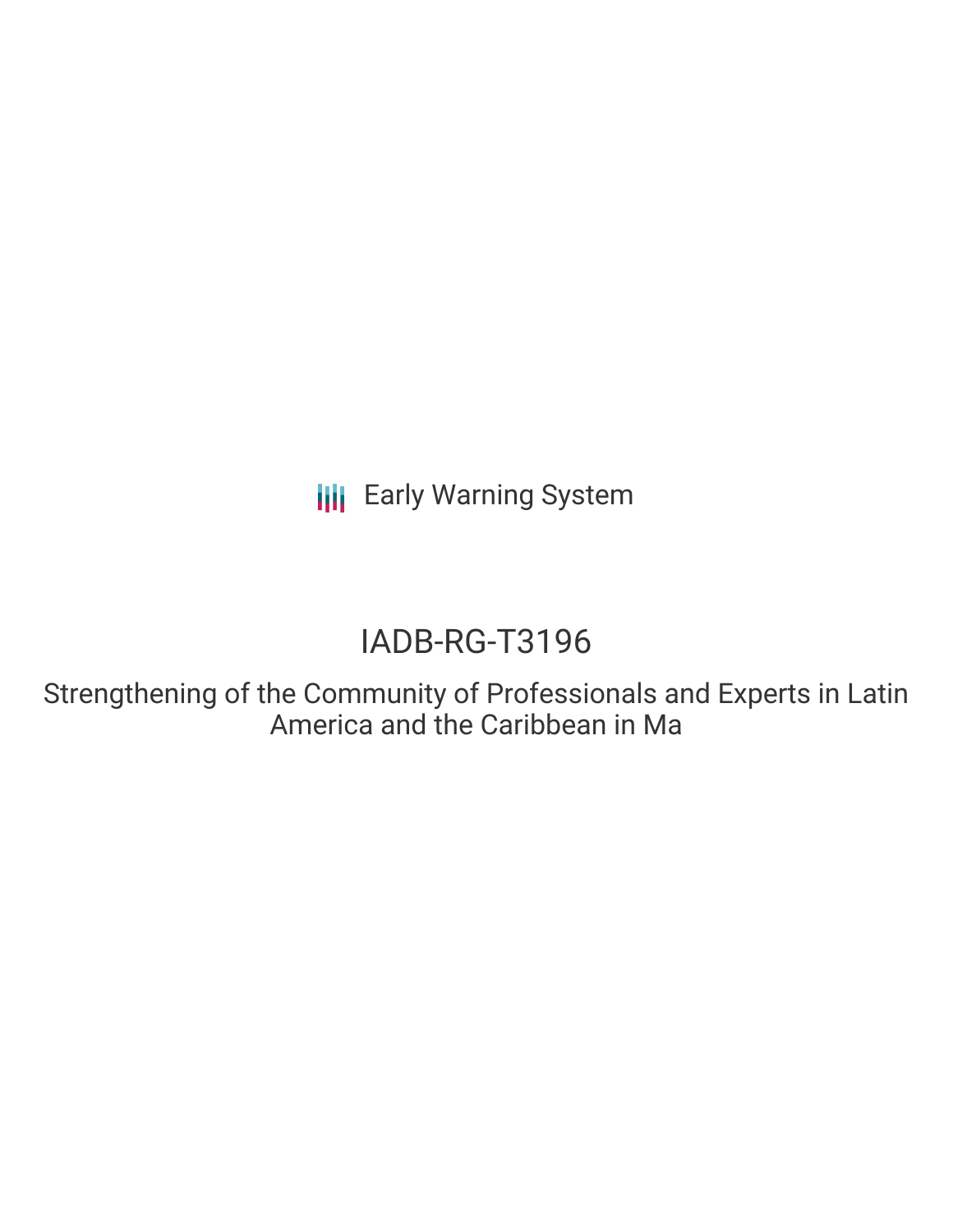Early Warning System

# IADB-RG-T3196

Strengthening of the Community of Professionals and Experts in Latin America and the Caribbean in Ma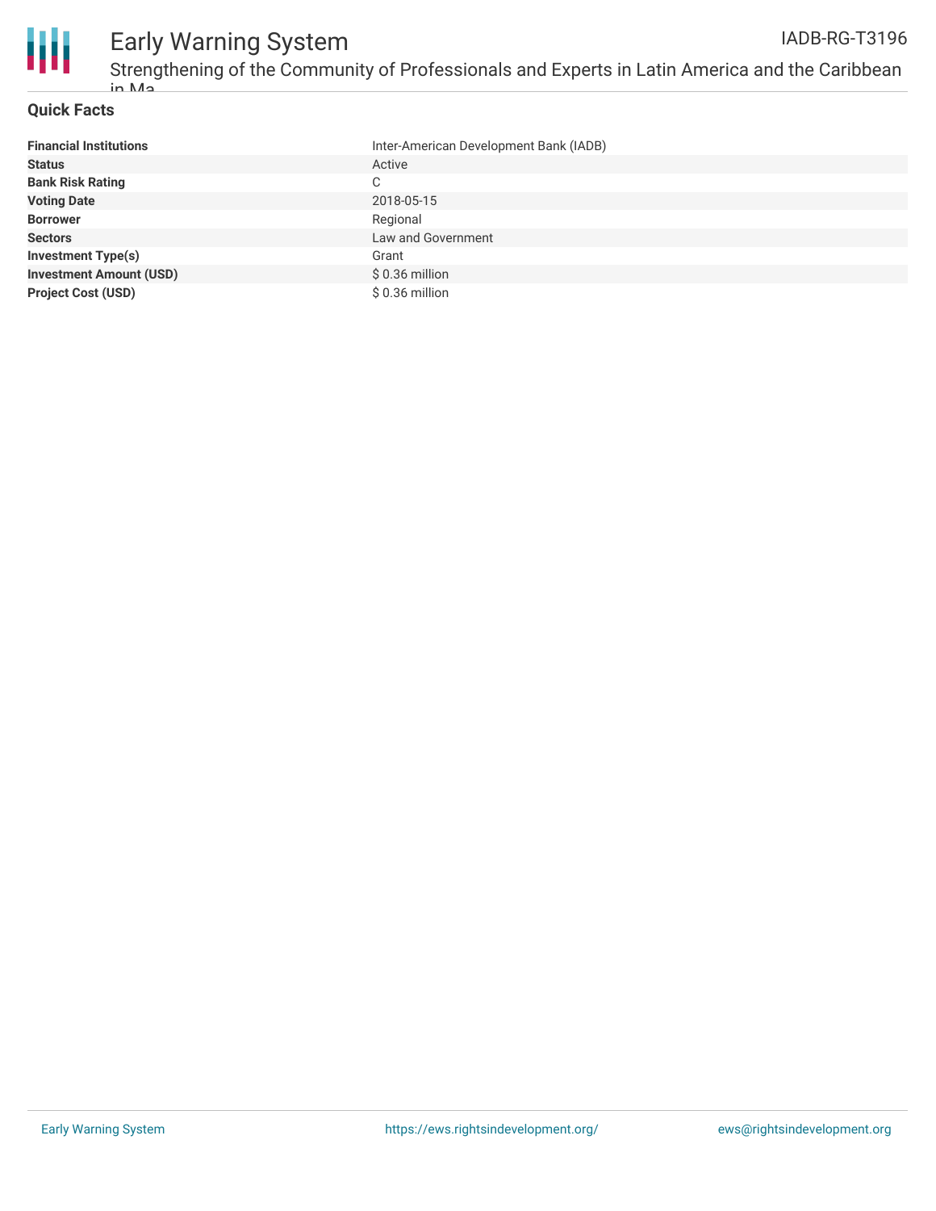## Quick Facts

| | |
|---|---|
| **Financial Institutions** | Inter-American Development Bank (IADB) |
| **Status** | Active |
| **Bank Risk Rating** | C |
| **Voting Date** | 2018-05-15 |
| **Borrower** | Regional |
| **Sectors** | Law and Government |
| **Investment Type(s)** | Grant |
| **Investment Amount (USD)** | $ 0.36 million |
| **Project Cost (USD)** | $ 0.36 million |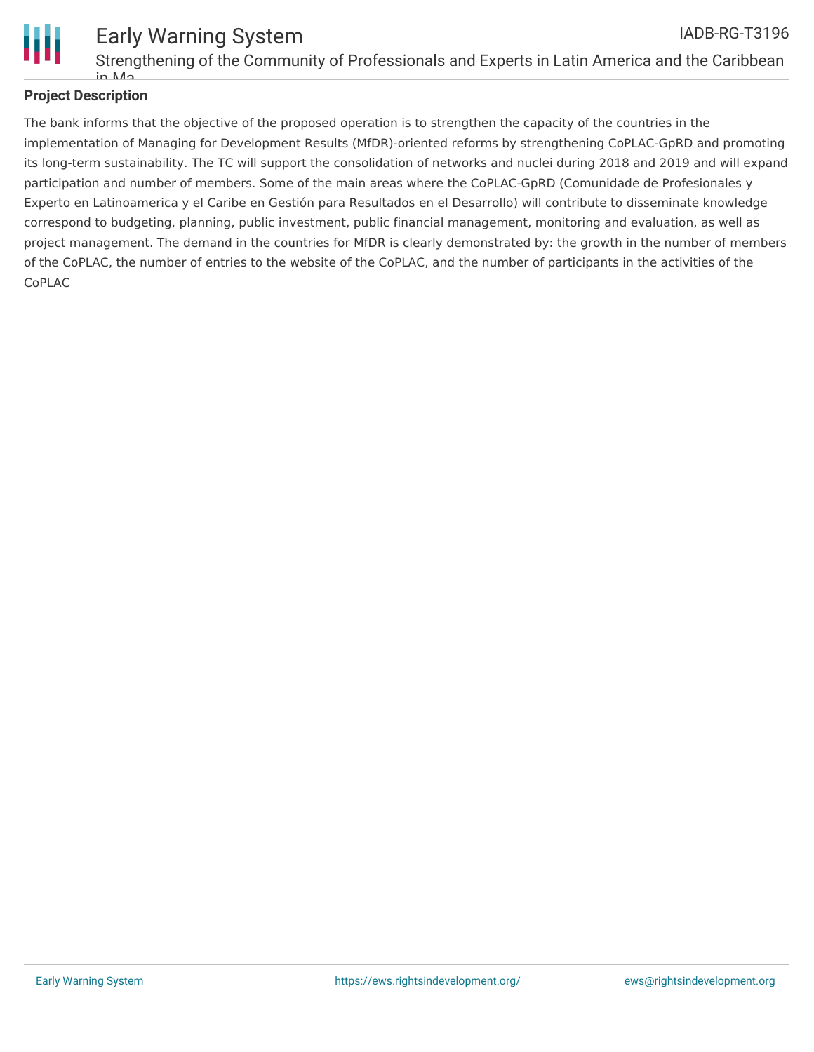**Project Description**

The bank informs that the objective of the proposed operation is to strengthen the capacity of the countries in the implementation of Managing for Development Results (MfDR)-oriented reforms by strengthening CoPLAC-GpRD and promoting its long-term sustainability. The TC will support the consolidation of networks and nuclei during 2018 and 2019 and will expand participation and number of members. Some of the main areas where the CoPLAC-GpRD (Comunidade de Profesionales y Experto en Latinoamerica y el Caribe en Gestión para Resultados en el Desarrollo) will contribute to disseminate knowledge correspond to budgeting, planning, public investment, public financial management, monitoring and evaluation, as well as project management. The demand in the countries for MfDR is clearly demonstrated by: the growth in the number of members of the CoPLAC, the number of entries to the website of the CoPLAC, and the number of participants in the activities of the CoPLAC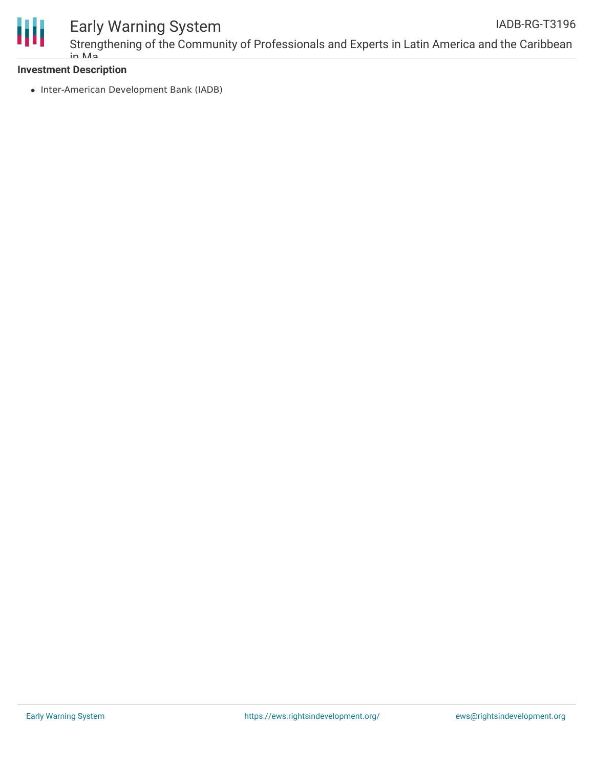**Investment Description**

- Inter-American Development Bank (IADB)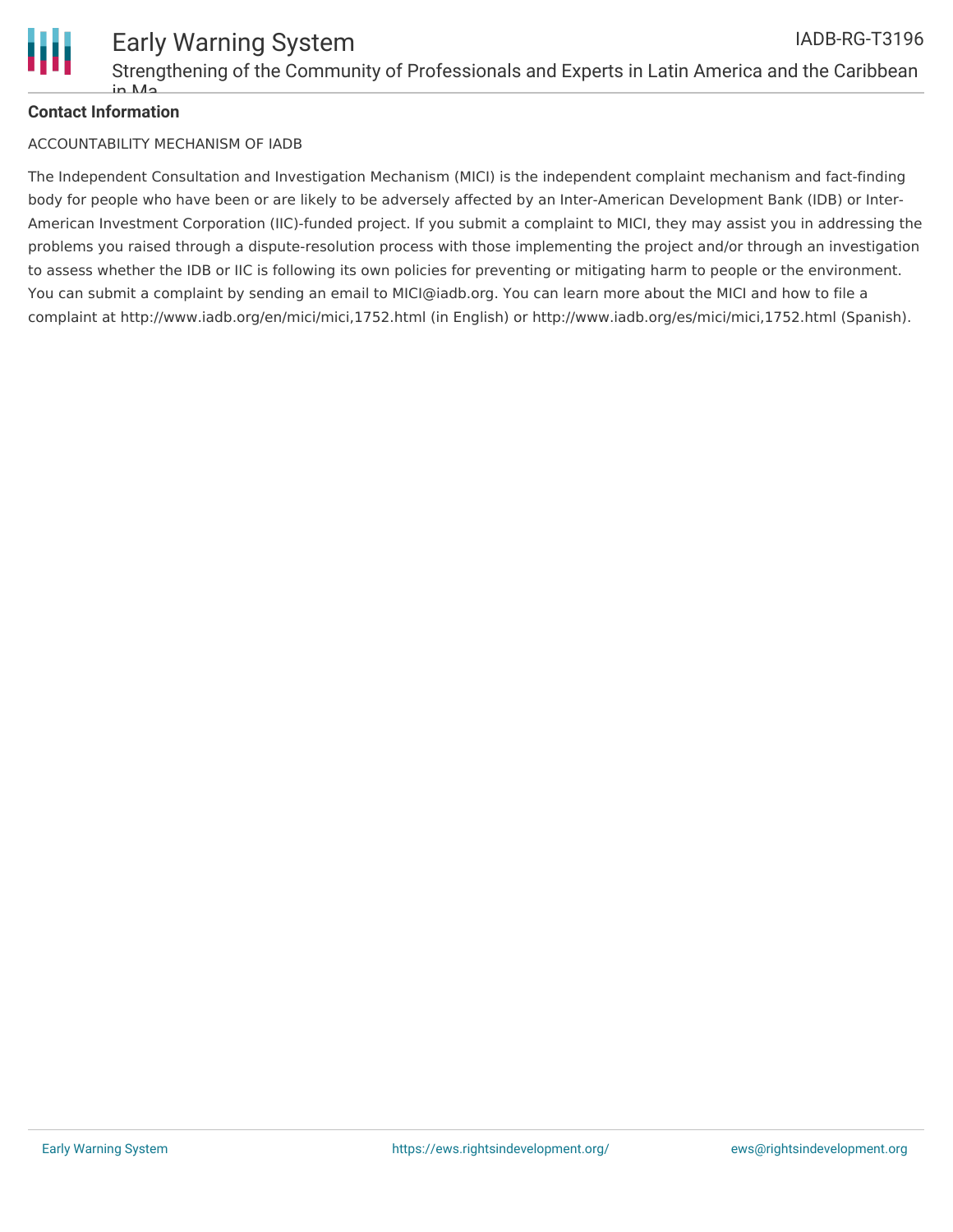**Contact Information**

ACCOUNTABILITY MECHANISM OF IADB

The Independent Consultation and Investigation Mechanism (MICI) is the independent complaint mechanism and fact-finding body for people who have been or are likely to be adversely affected by an Inter-American Development Bank (IDB) or Inter-American Investment Corporation (IIC)-funded project. If you submit a complaint to MICI, they may assist you in addressing the problems you raised through a dispute-resolution process with those implementing the project and/or through an investigation to assess whether the IDB or IIC is following its own policies for preventing or mitigating harm to people or the environment. You can submit a complaint by sending an email to MICI@iadb.org. You can learn more about the MICI and how to file a complaint at http://www.iadb.org/en/mici/mici,1752.html (in English) or http://www.iadb.org/es/mici/mici,1752.html (Spanish).